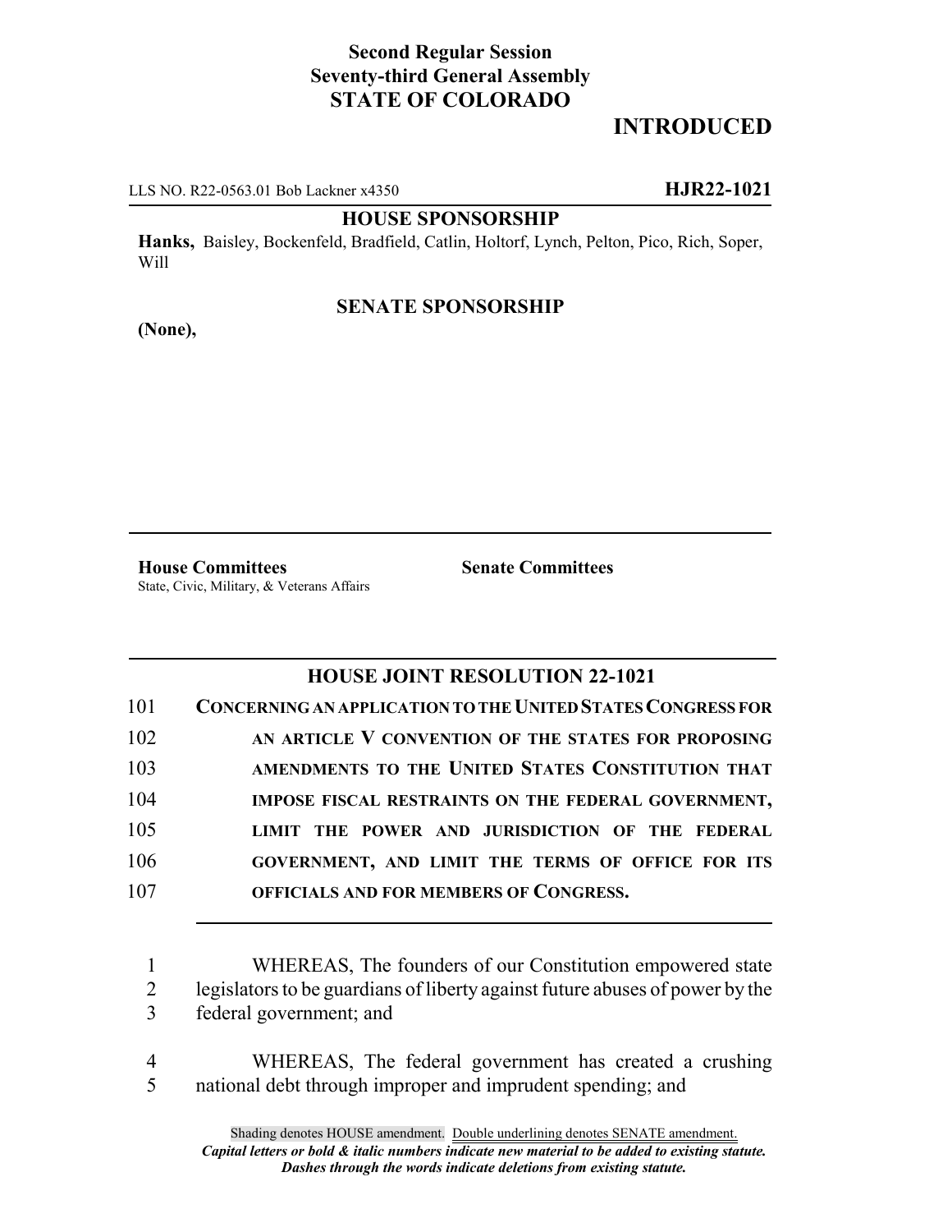**Second Regular Session**
**Seventy-third General Assembly**
**STATE OF COLORADO**

# INTRODUCED

LLS NO. R22-0563.01 Bob Lackner x4350 **HJR22-1021**

**HOUSE SPONSORSHIP**

**Hanks,** Baisley, Bockenfeld, Bradfield, Catlin, Holtorf, Lynch, Pelton, Pico, Rich, Soper, Will

**SENATE SPONSORSHIP**

**(None),**

**House Committees**
State, Civic, Military, & Veterans Affairs

**Senate Committees**

## HOUSE JOINT RESOLUTION 22-1021

101 **CONCERNING AN APPLICATION TO THE UNITED STATES CONGRESS FOR**
102 **AN ARTICLE V CONVENTION OF THE STATES FOR PROPOSING**
103 **AMENDMENTS TO THE UNITED STATES CONSTITUTION THAT**
104 **IMPOSE FISCAL RESTRAINTS ON THE FEDERAL GOVERNMENT,**
105 **LIMIT THE POWER AND JURISDICTION OF THE FEDERAL**
106 **GOVERNMENT, AND LIMIT THE TERMS OF OFFICE FOR ITS**
107 **OFFICIALS AND FOR MEMBERS OF CONGRESS.**

1 WHEREAS, The founders of our Constitution empowered state
2 legislators to be guardians of liberty against future abuses of power by the
3 federal government; and

4 WHEREAS, The federal government has created a crushing
5 national debt through improper and imprudent spending; and

Shading denotes HOUSE amendment. Double underlining denotes SENATE amendment.
***Capital letters or bold & italic numbers indicate new material to be added to existing statute.***
***Dashes through the words indicate deletions from existing statute.***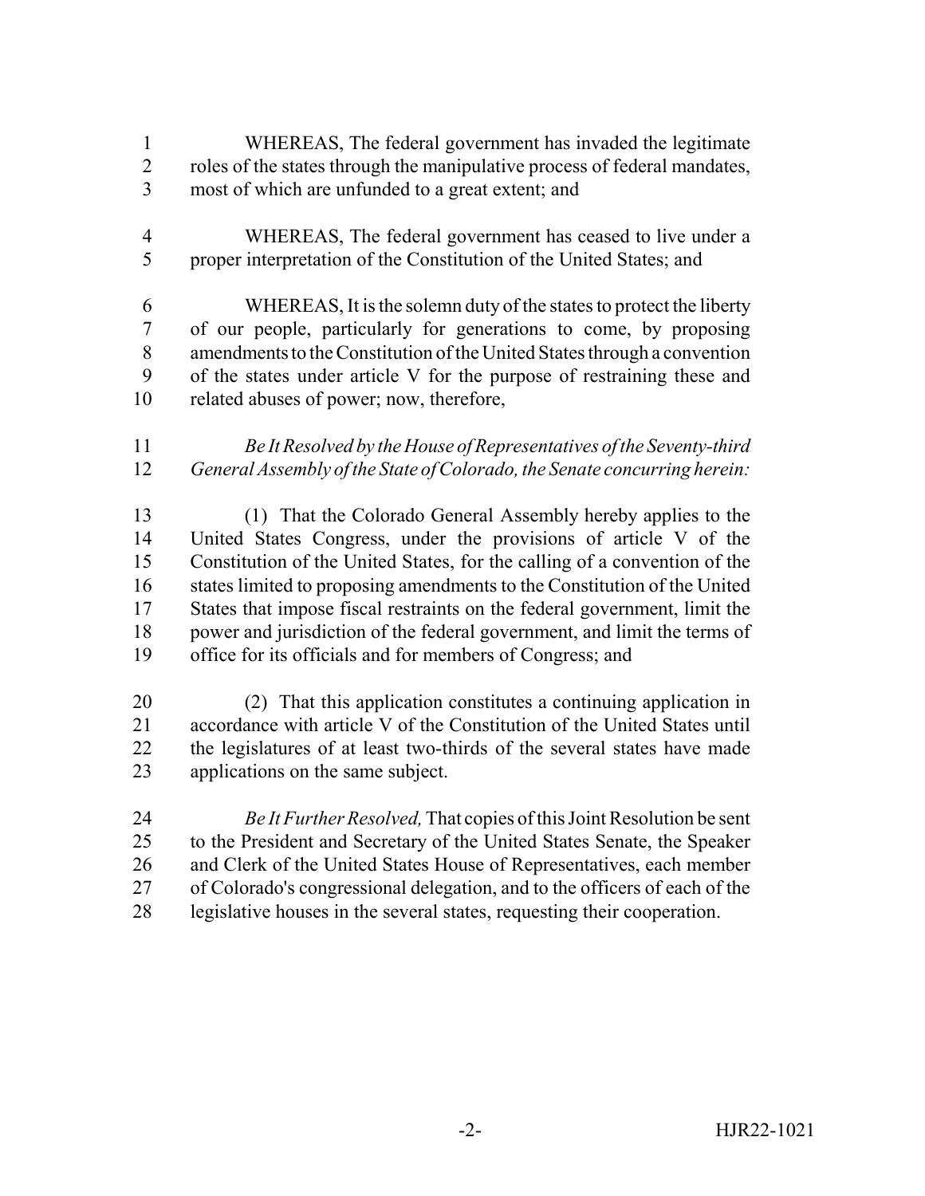WHEREAS, The federal government has invaded the legitimate roles of the states through the manipulative process of federal mandates, most of which are unfunded to a great extent; and

WHEREAS, The federal government has ceased to live under a proper interpretation of the Constitution of the United States; and

WHEREAS, It is the solemn duty of the states to protect the liberty of our people, particularly for generations to come, by proposing amendments to the Constitution of the United States through a convention of the states under article V for the purpose of restraining these and related abuses of power; now, therefore,

*Be It Resolved by the House of Representatives of the Seventy-third General Assembly of the State of Colorado, the Senate concurring herein:*

(1) That the Colorado General Assembly hereby applies to the United States Congress, under the provisions of article V of the Constitution of the United States, for the calling of a convention of the states limited to proposing amendments to the Constitution of the United States that impose fiscal restraints on the federal government, limit the power and jurisdiction of the federal government, and limit the terms of office for its officials and for members of Congress; and

(2) That this application constitutes a continuing application in accordance with article V of the Constitution of the United States until the legislatures of at least two-thirds of the several states have made applications on the same subject.

*Be It Further Resolved,* That copies of this Joint Resolution be sent to the President and Secretary of the United States Senate, the Speaker and Clerk of the United States House of Representatives, each member of Colorado's congressional delegation, and to the officers of each of the legislative houses in the several states, requesting their cooperation.